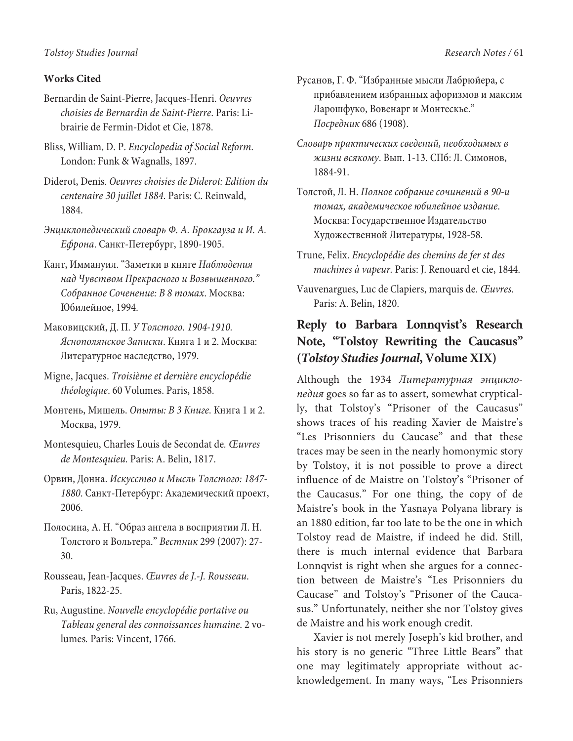### Works Cited

Bernardin de Saint-Pierre, Jacques-Henri. *Oeuvres choisies de Bernardin de Saint-Pierre*. Paris: Librairie de Fermin-Didot et Cie, 1878.

Bliss, William, D. P. *Encyclopedia of Social Reform*. London: Funk & Wagnalls, 1897.

Diderot, Denis. *Oeuvres choisies de Diderot: Edition du centenaire 30 juillet 1884*. Paris: C. Reinwald, 1884.

*Энциклопедический словарь Ф. А. Брокгауза и И. А. Ефрона*. Санкт-Петербург, 1890-1905.

Кант, Иммануил. "Заметки в книге *Наблюдения над Чувством Прекрасного и Возвышенного.*" *Собранное Сочeнение: В 8 томах*. Москва: Юбилейное, 1994.

Маковицский, Д. П. *У Толстого. 1904-1910. Яснополянское Записки*. Книга 1 и 2. Москва: Литературное наследство, 1979.

Migne, Jacques. *Troisième et dernière encyclopédie théologique*. 60 Volumes. Paris, 1858.

Монтень, Мишель. *Опыты: В 3 Книге*. Книга 1 и 2. Москва, 1979.

Montesquieu, Charles Louis de Secondat de. *Œuvres de Montesquieu.* Paris: A. Belin, 1817.

Орвин, Донна. *Искусство и Мысль Толстого: 1847-1880*. Санкт-Петербург: Академический проект, 2006.

Полосина, А. Н. "Образ ангела в восприятии Л. Н. Толстого и Вольтера." *Вестник* 299 (2007): 27-30.

Rousseau, Jean-Jacques. *Œuvres de J.-J. Rousseau*. Paris, 1822-25.

Ru, Augustine. *Nouvelle encyclopédie portative ou Tableau general des connoissances humaine*. 2 volumes*.* Paris: Vincent, 1766.

Русанов, Г. Ф. "Избранные мысли Лабрюйера, с прибавлением избранных афоризмов и максим Ларошфуко, Вовенарг и Монтескье." *Посредник* 686 (1908).

*Словарь практических сведений, необходимых в жизни всякому*. Вып. 1-13. СПб: Л. Симонов, 1884-91.

Толстой, Л. Н. *Полное собрание сочинений в 90-и томах, академическое юбилейное издание*. Москва: Государственное Издательство Художественной Литературы, 1928-58.

Trune, Felix. *Encyclopédie des chemins de fer st des machines à vapeur.* Paris: J. Renouard et cie, 1844.

Vauvenargues, Luc de Clapiers, marquis de. *Œuvres.* Paris: A. Belin, 1820.

## Reply to Barbara Lonnqvist's Research Note, "Tolstoy Rewriting the Caucasus" (*Tolstoy Studies Journal*, Volume XIX)

Although the 1934 *Литературная энциклопедия* goes so far as to assert, somewhat cryptically, that Tolstoy's "Prisoner of the Caucasus" shows traces of his reading Xavier de Maistre's "Les Prisonniers du Caucase" and that these traces may be seen in the nearly homonymic story by Tolstoy, it is not possible to prove a direct influence of de Maistre on Tolstoy's "Prisoner of the Caucasus." For one thing, the copy of de Maistre's book in the Yasnaya Polyana library is an 1880 edition, far too late to be the one in which Tolstoy read de Maistre, if indeed he did. Still, there is much internal evidence that Barbara Lonnqvist is right when she argues for a connection between de Maistre's "Les Prisonniers du Caucase" and Tolstoy's "Prisoner of the Caucasus." Unfortunately, neither she nor Tolstoy gives de Maistre and his work enough credit.

Xavier is not merely Joseph's kid brother, and his story is no generic "Three Little Bears" that one may legitimately appropriate without acknowledgement. In many ways, "Les Prisonniers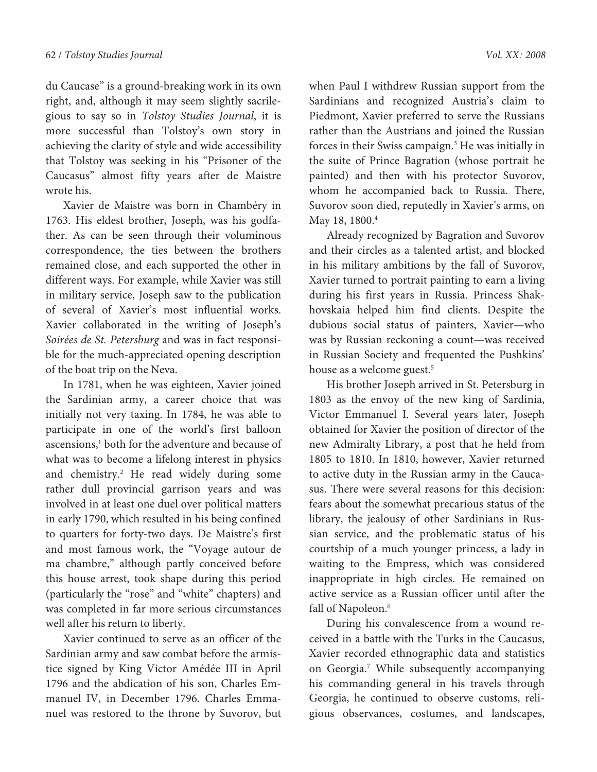du Caucase" is a ground-breaking work in its own right, and, although it may seem slightly sacrilegious to say so in *Tolstoy Studies Journal*, it is more successful than Tolstoy's own story in achieving the clarity of style and wide accessibility that Tolstoy was seeking in his "Prisoner of the Caucasus" almost fifty years after de Maistre wrote his.

Xavier de Maistre was born in Chambéry in 1763. His eldest brother, Joseph, was his godfather. As can be seen through their voluminous correspondence, the ties between the brothers remained close, and each supported the other in different ways. For example, while Xavier was still in military service, Joseph saw to the publication of several of Xavier's most influential works. Xavier collaborated in the writing of Joseph's *Soirées de St. Petersburg* and was in fact responsible for the much-appreciated opening description of the boat trip on the Neva.

In 1781, when he was eighteen, Xavier joined the Sardinian army, a career choice that was initially not very taxing. In 1784, he was able to participate in one of the world's first balloon ascensions,[1] both for the adventure and because of what was to become a lifelong interest in physics and chemistry.[2] He read widely during some rather dull provincial garrison years and was involved in at least one duel over political matters in early 1790, which resulted in his being confined to quarters for forty-two days. De Maistre's first and most famous work, the "Voyage autour de ma chambre," although partly conceived before this house arrest, took shape during this period (particularly the "rose" and "white" chapters) and was completed in far more serious circumstances well after his return to liberty.

Xavier continued to serve as an officer of the Sardinian army and saw combat before the armistice signed by King Victor Amédée III in April 1796 and the abdication of his son, Charles Emmanuel IV, in December 1796. Charles Emmanuel was restored to the throne by Suvorov, but when Paul I withdrew Russian support from the Sardinians and recognized Austria's claim to Piedmont, Xavier preferred to serve the Russians rather than the Austrians and joined the Russian forces in their Swiss campaign.[3] He was initially in the suite of Prince Bagration (whose portrait he painted) and then with his protector Suvorov, whom he accompanied back to Russia. There, Suvorov soon died, reputedly in Xavier's arms, on May 18, 1800.[4]

Already recognized by Bagration and Suvorov and their circles as a talented artist, and blocked in his military ambitions by the fall of Suvorov, Xavier turned to portrait painting to earn a living during his first years in Russia. Princess Shakhovskaia helped him find clients. Despite the dubious social status of painters, Xavier—who was by Russian reckoning a count—was received in Russian Society and frequented the Pushkins' house as a welcome guest.[5]

His brother Joseph arrived in St. Petersburg in 1803 as the envoy of the new king of Sardinia, Victor Emmanuel I. Several years later, Joseph obtained for Xavier the position of director of the new Admiralty Library, a post that he held from 1805 to 1810. In 1810, however, Xavier returned to active duty in the Russian army in the Caucasus. There were several reasons for this decision: fears about the somewhat precarious status of the library, the jealousy of other Sardinians in Russian service, and the problematic status of his courtship of a much younger princess, a lady in waiting to the Empress, which was considered inappropriate in high circles. He remained on active service as a Russian officer until after the fall of Napoleon.[6]

During his convalescence from a wound received in a battle with the Turks in the Caucasus, Xavier recorded ethnographic data and statistics on Georgia.[7] While subsequently accompanying his commanding general in his travels through Georgia, he continued to observe customs, religious observances, costumes, and landscapes,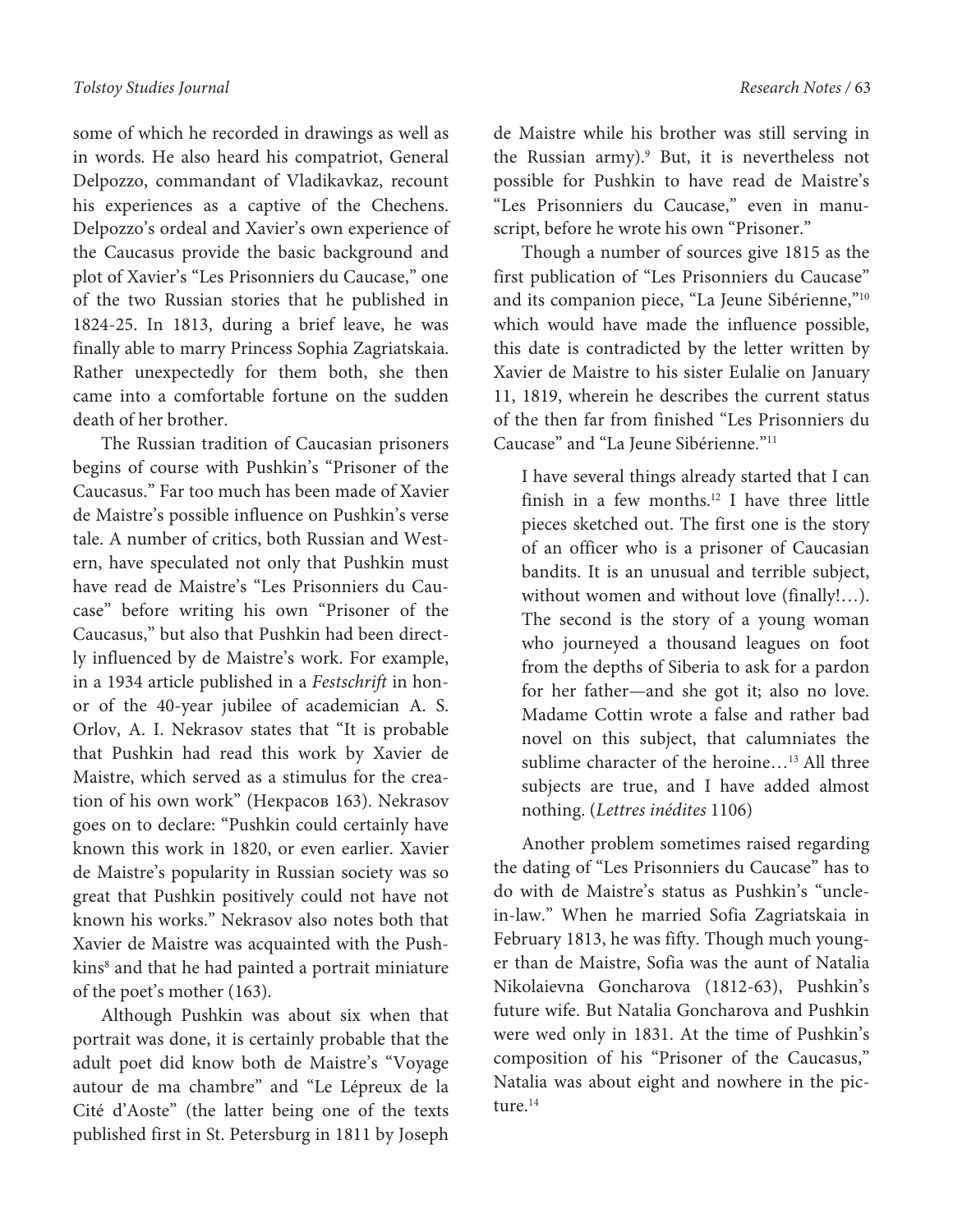some of which he recorded in drawings as well as in words. He also heard his compatriot, General Delpozzo, commandant of Vladikavkaz, recount his experiences as a captive of the Chechens. Delpozzo's ordeal and Xavier's own experience of the Caucasus provide the basic background and plot of Xavier's "Les Prisonniers du Caucase," one of the two Russian stories that he published in 1824-25. In 1813, during a brief leave, he was finally able to marry Princess Sophia Zagriatskaia. Rather unexpectedly for them both, she then came into a comfortable fortune on the sudden death of her brother.

The Russian tradition of Caucasian prisoners begins of course with Pushkin's "Prisoner of the Caucasus." Far too much has been made of Xavier de Maistre's possible influence on Pushkin's verse tale. A number of critics, both Russian and Western, have speculated not only that Pushkin must have read de Maistre's "Les Prisonniers du Caucase" before writing his own "Prisoner of the Caucasus," but also that Pushkin had been directly influenced by de Maistre's work. For example, in a 1934 article published in a *Festschrift* in honor of the 40-year jubilee of academician A. S. Orlov, A. I. Nekrasov states that "It is probable that Pushkin had read this work by Xavier de Maistre, which served as a stimulus for the creation of his own work" (Некрасов 163). Nekrasov goes on to declare: "Pushkin could certainly have known this work in 1820, or even earlier. Xavier de Maistre's popularity in Russian society was so great that Pushkin positively could not have not known his works." Nekrasov also notes both that Xavier de Maistre was acquainted with the Pushkins[8] and that he had painted a portrait miniature of the poet's mother (163).

Although Pushkin was about six when that portrait was done, it is certainly probable that the adult poet did know both de Maistre's "Voyage autour de ma chambre" and "Le Lépreux de la Cité d'Aoste" (the latter being one of the texts published first in St. Petersburg in 1811 by Joseph de Maistre while his brother was still serving in the Russian army).[9] But, it is nevertheless not possible for Pushkin to have read de Maistre's "Les Prisonniers du Caucase," even in manuscript, before he wrote his own "Prisoner."

Though a number of sources give 1815 as the first publication of "Les Prisonniers du Caucase" and its companion piece, "La Jeune Sibérienne,"[10] which would have made the influence possible, this date is contradicted by the letter written by Xavier de Maistre to his sister Eulalie on January 11, 1819, wherein he describes the current status of the then far from finished "Les Prisonniers du Caucase" and "La Jeune Sibérienne."[11]

> I have several things already started that I can finish in a few months.[12] I have three little pieces sketched out. The first one is the story of an officer who is a prisoner of Caucasian bandits. It is an unusual and terrible subject, without women and without love (finally!…). The second is the story of a young woman who journeyed a thousand leagues on foot from the depths of Siberia to ask for a pardon for her father—and she got it; also no love. Madame Cottin wrote a false and rather bad novel on this subject, that calumniates the sublime character of the heroine…[13] All three subjects are true, and I have added almost nothing. (*Lettres inédites* 1106)

Another problem sometimes raised regarding the dating of "Les Prisonniers du Caucase" has to do with de Maistre's status as Pushkin's "uncle-in-law." When he married Sofia Zagriatskaia in February 1813, he was fifty. Though much younger than de Maistre, Sofia was the aunt of Natalia Nikolaievna Goncharova (1812-63), Pushkin's future wife. But Natalia Goncharova and Pushkin were wed only in 1831. At the time of Pushkin's composition of his "Prisoner of the Caucasus," Natalia was about eight and nowhere in the picture.[14]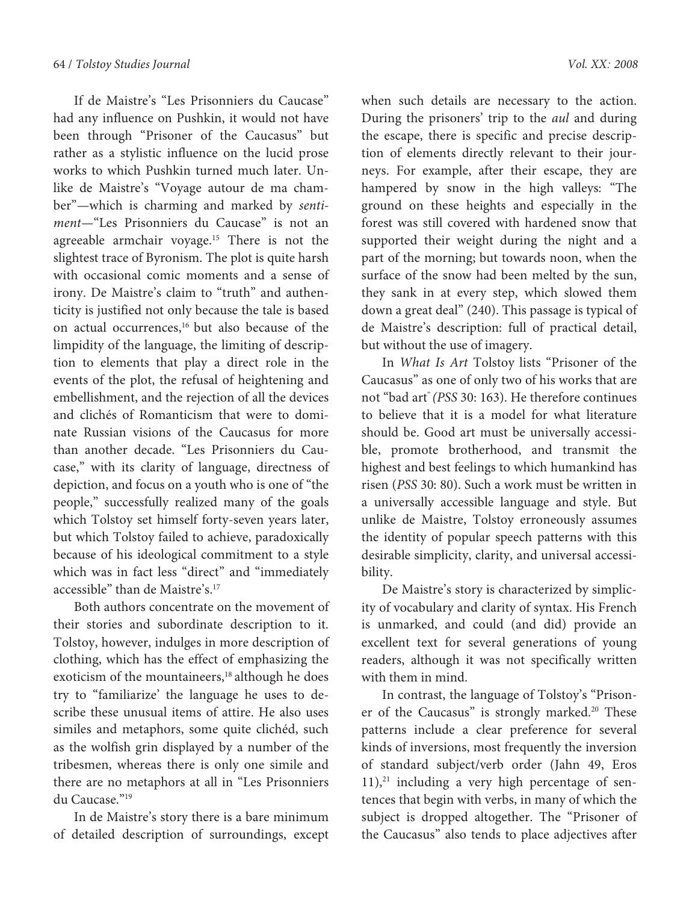If de Maistre's "Les Prisonniers du Caucase" had any influence on Pushkin, it would not have been through "Prisoner of the Caucasus" but rather as a stylistic influence on the lucid prose works to which Pushkin turned much later. Unlike de Maistre's "Voyage autour de ma chamber"—which is charming and marked by *sentiment*—"Les Prisonniers du Caucase" is not an agreeable armchair voyage.[15] There is not the slightest trace of Byronism. The plot is quite harsh with occasional comic moments and a sense of irony. De Maistre's claim to "truth" and authenticity is justified not only because the tale is based on actual occurrences,[16] but also because of the limpidity of the language, the limiting of description to elements that play a direct role in the events of the plot, the refusal of heightening and embellishment, and the rejection of all the devices and clichés of Romanticism that were to dominate Russian visions of the Caucasus for more than another decade. "Les Prisonniers du Caucase," with its clarity of language, directness of depiction, and focus on a youth who is one of "the people," successfully realized many of the goals which Tolstoy set himself forty-seven years later, but which Tolstoy failed to achieve, paradoxically because of his ideological commitment to a style which was in fact less "direct" and "immediately accessible" than de Maistre's.[17]

Both authors concentrate on the movement of their stories and subordinate description to it. Tolstoy, however, indulges in more description of clothing, which has the effect of emphasizing the exoticism of the mountaineers,[18] although he does try to "familiarize' the language he uses to describe these unusual items of attire. He also uses similes and metaphors, some quite clichéd, such as the wolfish grin displayed by a number of the tribesmen, whereas there is only one simile and there are no metaphors at all in "Les Prisonniers du Caucase."[19]

In de Maistre's story there is a bare minimum of detailed description of surroundings, except when such details are necessary to the action. During the prisoners' trip to the *aul* and during the escape, there is specific and precise description of elements directly relevant to their journeys. For example, after their escape, they are hampered by snow in the high valleys: "The ground on these heights and especially in the forest was still covered with hardened snow that supported their weight during the night and a part of the morning; but towards noon, when the surface of the snow had been melted by the sun, they sank in at every step, which slowed them down a great deal" (240). This passage is typical of de Maistre's description: full of practical detail, but without the use of imagery.

In *What Is Art* Tolstoy lists "Prisoner of the Caucasus" as one of only two of his works that are not "bad art" (*PSS* 30: 163). He therefore continues to believe that it is a model for what literature should be. Good art must be universally accessible, promote brotherhood, and transmit the highest and best feelings to which humankind has risen (*PSS* 30: 80). Such a work must be written in a universally accessible language and style. But unlike de Maistre, Tolstoy erroneously assumes the identity of popular speech patterns with this desirable simplicity, clarity, and universal accessibility.

De Maistre's story is characterized by simplicity of vocabulary and clarity of syntax. His French is unmarked, and could (and did) provide an excellent text for several generations of young readers, although it was not specifically written with them in mind.

In contrast, the language of Tolstoy's "Prisoner of the Caucasus" is strongly marked.[20] These patterns include a clear preference for several kinds of inversions, most frequently the inversion of standard subject/verb order (Jahn 49, Eros 11),[21] including a very high percentage of sentences that begin with verbs, in many of which the subject is dropped altogether. The "Prisoner of the Caucasus" also tends to place adjectives after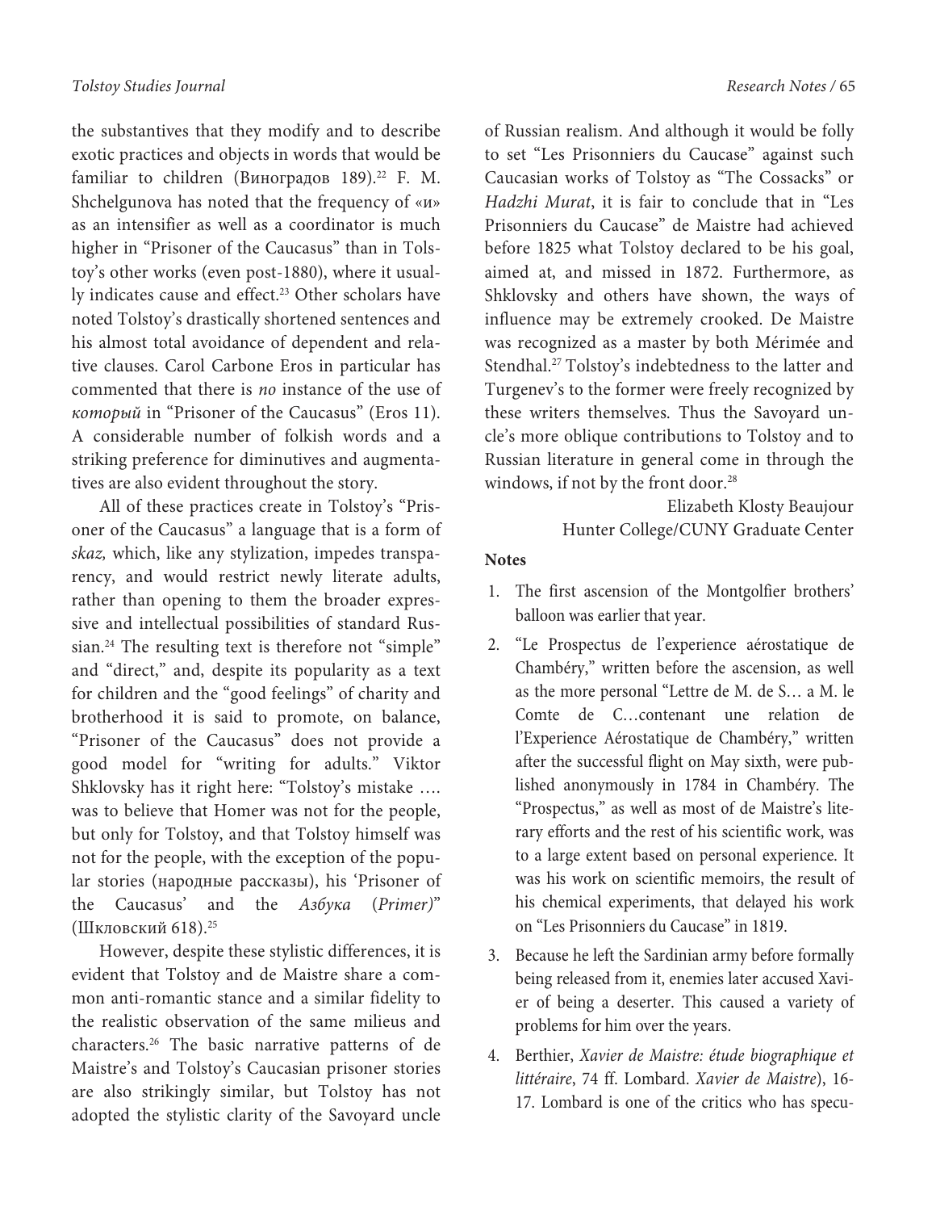the substantives that they modify and to describe exotic practices and objects in words that would be familiar to children (Виноградов 189).[22] F. M. Shchelgunova has noted that the frequency of «и» as an intensifier as well as a coordinator is much higher in "Prisoner of the Caucasus" than in Tolstoy's other works (even post-1880), where it usually indicates cause and effect.[23] Other scholars have noted Tolstoy's drastically shortened sentences and his almost total avoidance of dependent and relative clauses. Carol Carbone Eros in particular has commented that there is *no* instance of the use of *который* in "Prisoner of the Caucasus" (Eros 11). A considerable number of folkish words and a striking preference for diminutives and augmentatives are also evident throughout the story.

All of these practices create in Tolstoy's "Prisoner of the Caucasus" a language that is a form of *skaz,* which, like any stylization, impedes transparency, and would restrict newly literate adults, rather than opening to them the broader expressive and intellectual possibilities of standard Russian.[24] The resulting text is therefore not "simple" and "direct," and, despite its popularity as a text for children and the "good feelings" of charity and brotherhood it is said to promote, on balance, "Prisoner of the Caucasus" does not provide a good model for "writing for adults." Viktor Shklovsky has it right here: "Tolstoy's mistake …. was to believe that Homer was not for the people, but only for Tolstoy, and that Tolstoy himself was not for the people, with the exception of the popular stories (народные рассказы), his 'Prisoner of the Caucasus' and the *Азбука* (*Primer)*" (Шкловский 618).[25]

However, despite these stylistic differences, it is evident that Tolstoy and de Maistre share a common anti-romantic stance and a similar fidelity to the realistic observation of the same milieus and characters.[26] The basic narrative patterns of de Maistre's and Tolstoy's Caucasian prisoner stories are also strikingly similar, but Tolstoy has not adopted the stylistic clarity of the Savoyard uncle of Russian realism. And although it would be folly to set "Les Prisonniers du Caucase" against such Caucasian works of Tolstoy as "The Cossacks" or *Hadzhi Murat*, it is fair to conclude that in "Les Prisonniers du Caucase" de Maistre had achieved before 1825 what Tolstoy declared to be his goal, aimed at, and missed in 1872. Furthermore, as Shklovsky and others have shown, the ways of influence may be extremely crooked. De Maistre was recognized as a master by both Mérimée and Stendhal.[27] Tolstoy's indebtedness to the latter and Turgenev's to the former were freely recognized by these writers themselves. Thus the Savoyard uncle's more oblique contributions to Tolstoy and to Russian literature in general come in through the windows, if not by the front door.[28]

Elizabeth Klosty Beaujour
Hunter College/CUNY Graduate Center

**Notes**

1. The first ascension of the Montgolfier brothers' balloon was earlier that year.
2. "Le Prospectus de l'experience aérostatique de Chambéry," written before the ascension, as well as the more personal "Lettre de M. de S… a M. le Comte de C…contenant une relation de l'Experience Aérostatique de Chambéry," written after the successful flight on May sixth, were published anonymously in 1784 in Chambéry. The "Prospectus," as well as most of de Maistre's literary efforts and the rest of his scientific work, was to a large extent based on personal experience. It was his work on scientific memoirs, the result of his chemical experiments, that delayed his work on "Les Prisonniers du Caucase" in 1819.
3. Because he left the Sardinian army before formally being released from it, enemies later accused Xavier of being a deserter. This caused a variety of problems for him over the years.
4. Berthier, *Xavier de Maistre: étude biographique et littéraire*, 74 ff. Lombard. *Xavier de Maistre*), 16-17. Lombard is one of the critics who has specu-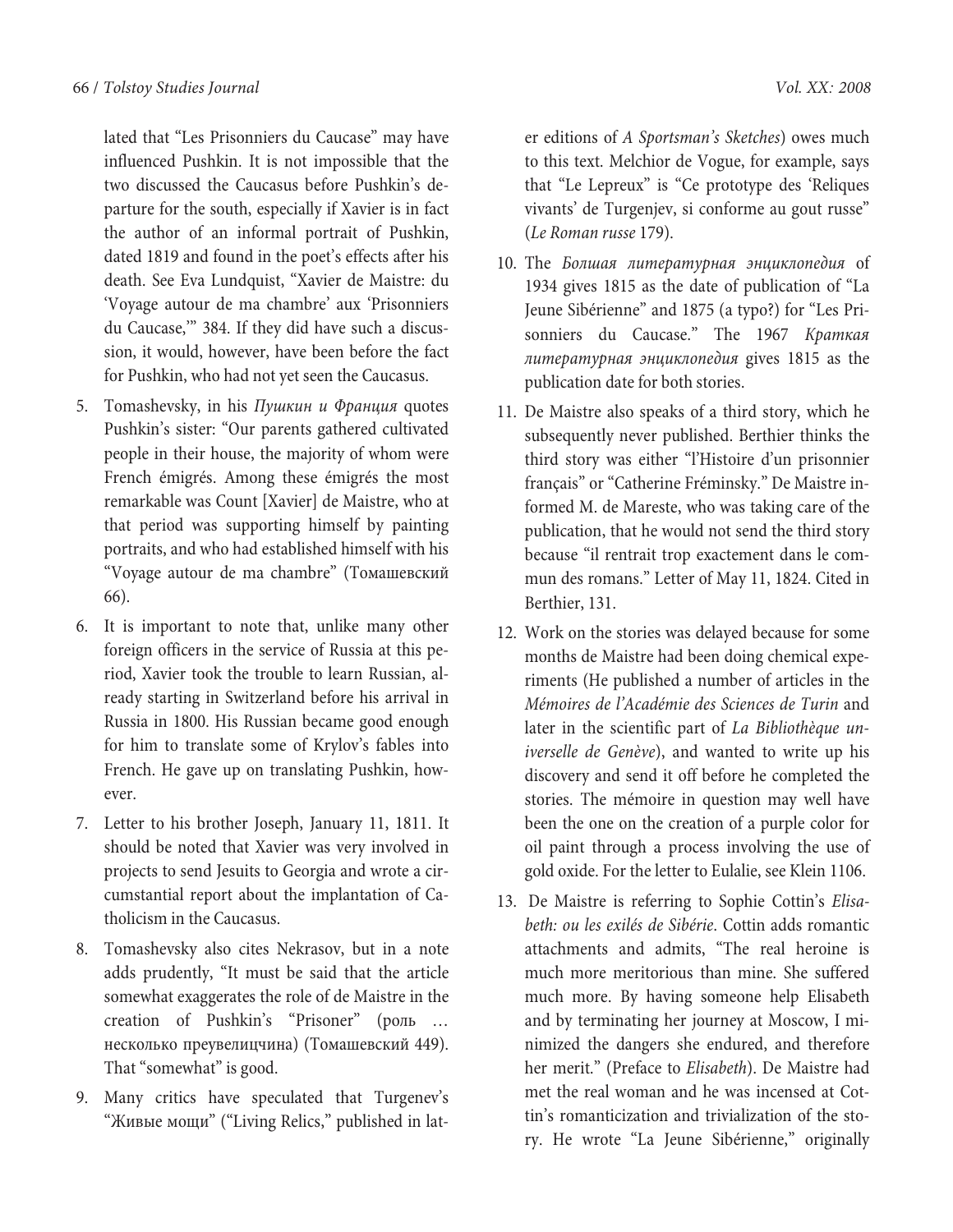lated that "Les Prisonniers du Caucase" may have influenced Pushkin. It is not impossible that the two discussed the Caucasus before Pushkin's departure for the south, especially if Xavier is in fact the author of an informal portrait of Pushkin, dated 1819 and found in the poet's effects after his death. See Eva Lundquist, "Xavier de Maistre: du 'Voyage autour de ma chambre' aux 'Prisonniers du Caucase,'" 384. If they did have such a discussion, it would, however, have been before the fact for Pushkin, who had not yet seen the Caucasus.

5. Tomashevsky, in his *Пушкин и Франция* quotes Pushkin's sister: "Our parents gathered cultivated people in their house, the majority of whom were French émigrés. Among these émigrés the most remarkable was Count [Xavier] de Maistre, who at that period was supporting himself by painting portraits, and who had established himself with his "Voyage autour de ma chambre" (Томашевский 66).

6. It is important to note that, unlike many other foreign officers in the service of Russia at this period, Xavier took the trouble to learn Russian, already starting in Switzerland before his arrival in Russia in 1800. His Russian became good enough for him to translate some of Krylov's fables into French. He gave up on translating Pushkin, however.

7. Letter to his brother Joseph, January 11, 1811. It should be noted that Xavier was very involved in projects to send Jesuits to Georgia and wrote a circumstantial report about the implantation of Catholicism in the Caucasus.

8. Tomashevsky also cites Nekrasov, but in a note adds prudently, "It must be said that the article somewhat exaggerates the role of de Maistre in the creation of Pushkin's "Prisoner" (роль … несколько преувелицчина) (Томашевский 449). That "somewhat" is good.

9. Many critics have speculated that Turgenev's "Живые мощи" ("Living Relics," published in later editions of *A Sportsman's Sketches*) owes much to this text. Melchior de Vogue, for example, says that "Le Lepreux" is "Ce prototype des 'Reliques vivants' de Turgenjev, si conforme au gout russe" (*Le Roman russe* 179).

10. The *Болшая литературная энциклопедия* of 1934 gives 1815 as the date of publication of "La Jeune Sibérienne" and 1875 (a typo?) for "Les Prisonniers du Caucase." The 1967 *Краткая литературная энциклопедия* gives 1815 as the publication date for both stories.

11. De Maistre also speaks of a third story, which he subsequently never published. Berthier thinks the third story was either "l'Histoire d'un prisonnier français" or "Catherine Fréminsky." De Maistre informed M. de Mareste, who was taking care of the publication, that he would not send the third story because "il rentrait trop exactement dans le commun des romans." Letter of May 11, 1824. Cited in Berthier, 131.

12. Work on the stories was delayed because for some months de Maistre had been doing chemical experiments (He published a number of articles in the *Mémoires de l'Académie des Sciences de Turin* and later in the scientific part of *La Bibliothèque universelle de Genève*), and wanted to write up his discovery and send it off before he completed the stories. The mémoire in question may well have been the one on the creation of a purple color for oil paint through a process involving the use of gold oxide. For the letter to Eulalie, see Klein 1106.

13. De Maistre is referring to Sophie Cottin's *Elisabeth: ou les exilés de Sibérie*. Cottin adds romantic attachments and admits, "The real heroine is much more meritorious than mine. She suffered much more. By having someone help Elisabeth and by terminating her journey at Moscow, I minimized the dangers she endured, and therefore her merit." (Preface to *Elisabeth*). De Maistre had met the real woman and he was incensed at Cottin's romanticization and trivialization of the story. He wrote "La Jeune Sibérienne," originally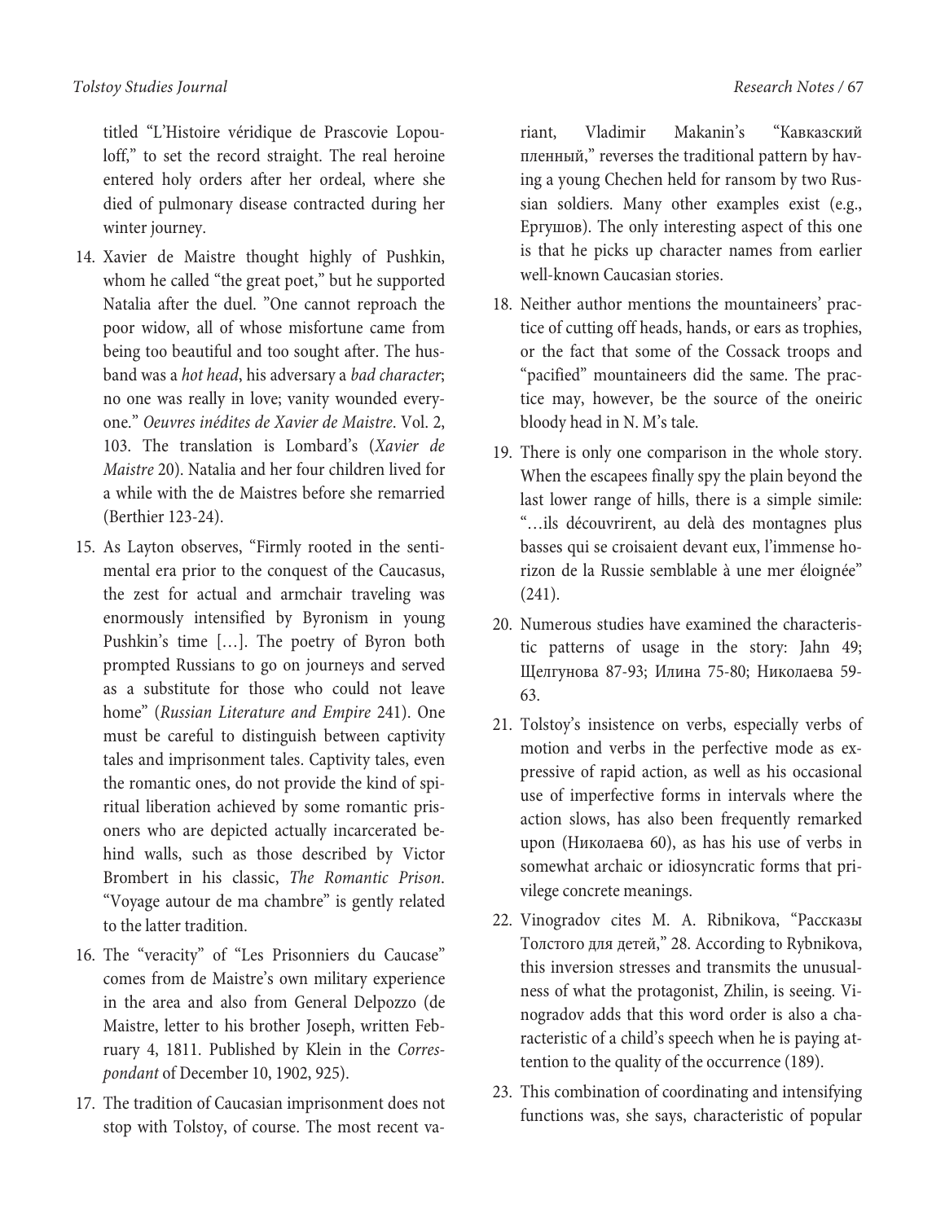titled "L'Histoire véridique de Prascovie Lopouloff," to set the record straight. The real heroine entered holy orders after her ordeal, where she died of pulmonary disease contracted during her winter journey.

14. Xavier de Maistre thought highly of Pushkin, whom he called "the great poet," but he supported Natalia after the duel. "One cannot reproach the poor widow, all of whose misfortune came from being too beautiful and too sought after. The husband was a *hot head*, his adversary a *bad character*; no one was really in love; vanity wounded everyone." *Oeuvres inédites de Xavier de Maistre*. Vol. 2, 103. The translation is Lombard's (*Xavier de Maistre* 20). Natalia and her four children lived for a while with the de Maistres before she remarried (Berthier 123-24).

15. As Layton observes, "Firmly rooted in the sentimental era prior to the conquest of the Caucasus, the zest for actual and armchair traveling was enormously intensified by Byronism in young Pushkin's time […]. The poetry of Byron both prompted Russians to go on journeys and served as a substitute for those who could not leave home" (*Russian Literature and Empire* 241). One must be careful to distinguish between captivity tales and imprisonment tales. Captivity tales, even the romantic ones, do not provide the kind of spiritual liberation achieved by some romantic prisoners who are depicted actually incarcerated behind walls, such as those described by Victor Brombert in his classic, *The Romantic Prison*. "Voyage autour de ma chambre" is gently related to the latter tradition.

16. The "veracity" of "Les Prisonniers du Caucase" comes from de Maistre's own military experience in the area and also from General Delpozzo (de Maistre, letter to his brother Joseph, written February 4, 1811. Published by Klein in the *Correspondant* of December 10, 1902, 925).

17. The tradition of Caucasian imprisonment does not stop with Tolstoy, of course. The most recent variant, Vladimir Makanin's "Кавказский пленный," reverses the traditional pattern by having a young Chechen held for ransom by two Russian soldiers. Many other examples exist (e.g., Ергушов). The only interesting aspect of this one is that he picks up character names from earlier well-known Caucasian stories.

18. Neither author mentions the mountaineers' practice of cutting off heads, hands, or ears as trophies, or the fact that some of the Cossack troops and "pacified" mountaineers did the same. The practice may, however, be the source of the oneiric bloody head in N. M's tale.

19. There is only one comparison in the whole story. When the escapees finally spy the plain beyond the last lower range of hills, there is a simple simile: "…ils découvrirent, au delà des montagnes plus basses qui se croisaient devant eux, l'immense horizon de la Russie semblable à une mer éloignée" (241).

20. Numerous studies have examined the characteristic patterns of usage in the story: Jahn 49; Щелгунова 87-93; Илина 75-80; Николаева 59-63.

21. Tolstoy's insistence on verbs, especially verbs of motion and verbs in the perfective mode as expressive of rapid action, as well as his occasional use of imperfective forms in intervals where the action slows, has also been frequently remarked upon (Николаева 60), as has his use of verbs in somewhat archaic or idiosyncratic forms that privilege concrete meanings.

22. Vinogradov cites M. A. Ribnikova, "Рассказы Толстого для детей," 28. According to Rybnikova, this inversion stresses and transmits the unusualness of what the protagonist, Zhilin, is seeing. Vinogradov adds that this word order is also a characteristic of a child's speech when he is paying attention to the quality of the occurrence (189).

23. This combination of coordinating and intensifying functions was, she says, characteristic of popular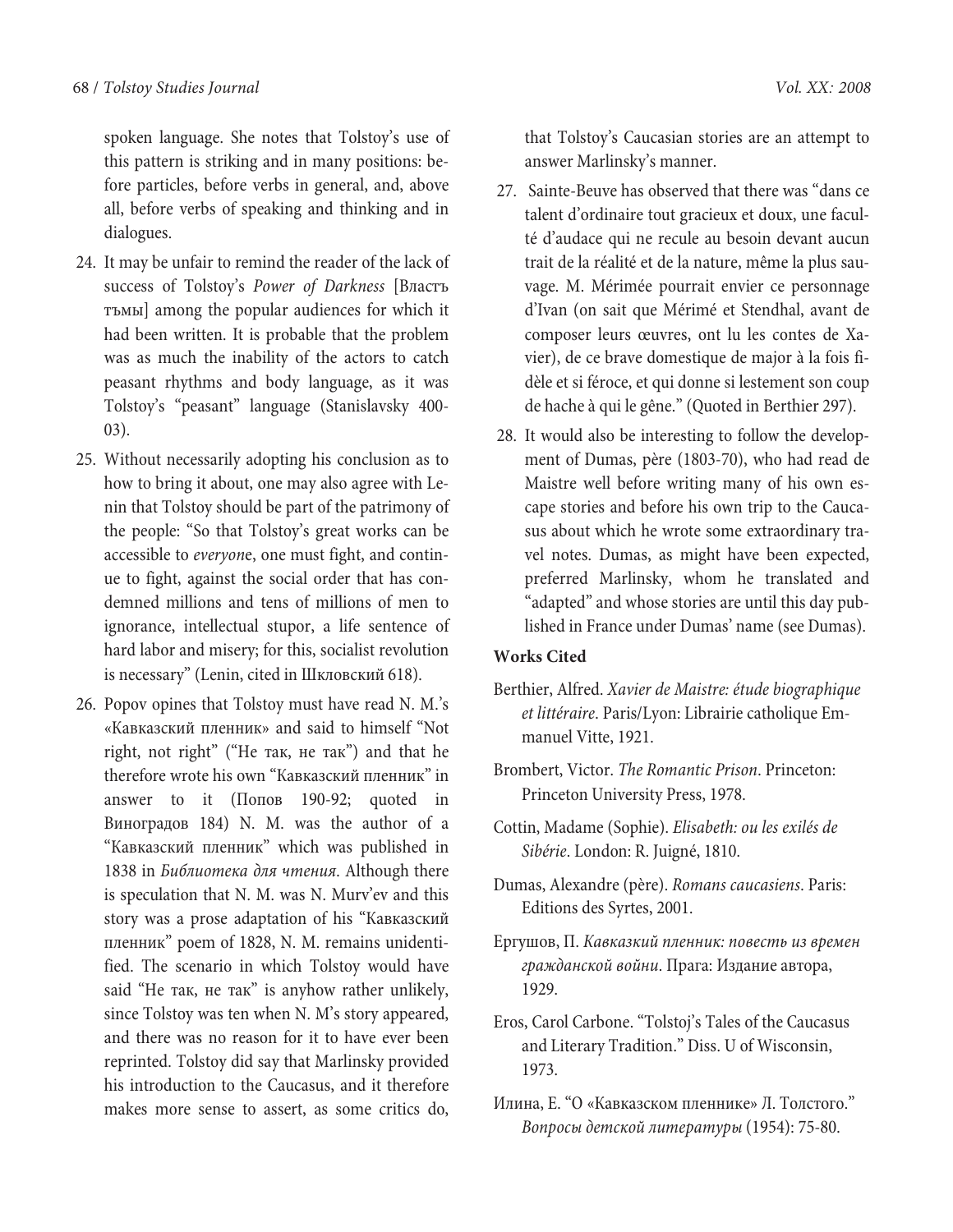spoken language. She notes that Tolstoy's use of this pattern is striking and in many positions: before particles, before verbs in general, and, above all, before verbs of speaking and thinking and in dialogues.

24. It may be unfair to remind the reader of the lack of success of Tolstoy's *Power of Darkness* [Властъ тъмы] among the popular audiences for which it had been written. It is probable that the problem was as much the inability of the actors to catch peasant rhythms and body language, as it was Tolstoy's "peasant" language (Stanislavsky 400-03).

25. Without necessarily adopting his conclusion as to how to bring it about, one may also agree with Lenin that Tolstoy should be part of the patrimony of the people: "So that Tolstoy's great works can be accessible to *everyon*e, one must fight, and continue to fight, against the social order that has condemned millions and tens of millions of men to ignorance, intellectual stupor, a life sentence of hard labor and misery; for this, socialist revolution is necessary" (Lenin, cited in Шкловский 618).

26. Popov opines that Tolstoy must have read N. M.'s «Кавказский пленник» and said to himself "Not right, not right" ("Не так, не так") and that he therefore wrote his own "Кавказский пленник" in answer to it (Попов 190-92; quoted in Виноградов 184) N. M. was the author of a "Кавказский пленник" which was published in 1838 in *Библиотека для чтения*. Although there is speculation that N. M. was N. Murv'ev and this story was a prose adaptation of his "Кавказский пленник" poem of 1828, N. M. remains unidentified. The scenario in which Tolstoy would have said "Не так, не так" is anyhow rather unlikely, since Tolstoy was ten when N. M's story appeared, and there was no reason for it to have ever been reprinted. Tolstoy did say that Marlinsky provided his introduction to the Caucasus, and it therefore makes more sense to assert, as some critics do, that Tolstoy's Caucasian stories are an attempt to answer Marlinsky's manner.

27. Sainte-Beuve has observed that there was "dans ce talent d'ordinaire tout gracieux et doux, une faculté d'audace qui ne recule au besoin devant aucun trait de la réalité et de la nature, même la plus sauvage. M. Mérimée pourrait envier ce personnage d'Ivan (on sait que Mérimé et Stendhal, avant de composer leurs œuvres, ont lu les contes de Xavier), de ce brave domestique de major à la fois fidèle et si féroce, et qui donne si lestement son coup de hache à qui le gêne." (Quoted in Berthier 297).

28. It would also be interesting to follow the development of Dumas, père (1803-70), who had read de Maistre well before writing many of his own escape stories and before his own trip to the Caucasus about which he wrote some extraordinary travel notes. Dumas, as might have been expected, preferred Marlinsky, whom he translated and "adapted" and whose stories are until this day published in France under Dumas' name (see Dumas).

**Works Cited**

Berthier, Alfred. *Xavier de Maistre: étude biographique et littéraire*. Paris/Lyon: Librairie catholique Emmanuel Vitte, 1921.

Brombert, Victor. *The Romantic Prison*. Princeton: Princeton University Press, 1978.

Cottin, Madame (Sophie). *Elisabeth: ou les exilés de Sibérie*. London: R. Juigné, 1810.

Dumas, Alexandre (père). *Romans caucasiens*. Paris: Editions des Syrtes, 2001.

Ергушов, П. *Кавказкий пленник: повесть из времен гражданской войни*. Прага: Издание автора, 1929.

Eros, Carol Carbone. "Tolstoj's Tales of the Caucasus and Literary Tradition." Diss. U of Wisconsin, 1973.

Илина, Е. "О «Кавказском пленнике» Л. Толстого." *Вопросы детской литературы* (1954): 75-80.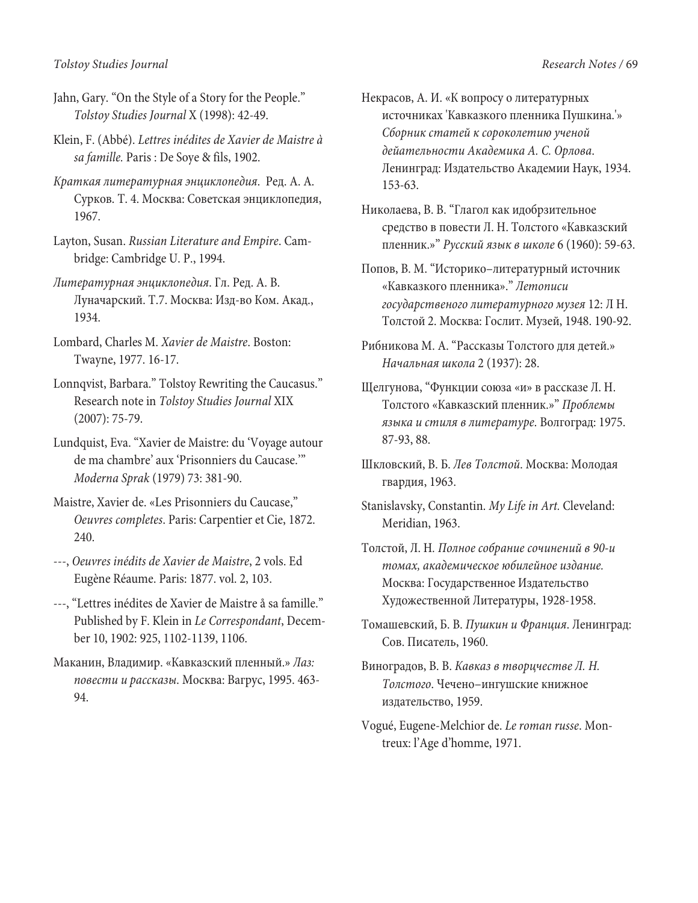Jahn, Gary. "On the Style of a Story for the People." *Tolstoy Studies Journal* X (1998): 42-49.

Klein, F. (Abbé). *Lettres inédites de Xavier de Maistre à sa famille.* Paris : De Soye & fils, 1902.

*Краткая литературная энциклопедия*. Ред. А. А. Сурков. Т. 4. Москва: Советская энциклопедия, 1967.

Layton, Susan. *Russian Literature and Empire*. Cambridge: Cambridge U. P., 1994.

*Литературная энциклопедия*. Гл. Ред. А. В. Луначарский. Т.7. Москва: Изд-во Ком. Акад., 1934.

Lombard, Charles M. *Xavier de Maistre*. Boston: Twayne, 1977. 16-17.

Lonnqvist, Barbara." Tolstoy Rewriting the Caucasus." Research note in *Tolstoy Studies Journal* XIX (2007): 75-79.

Lundquist, Eva. "Xavier de Maistre: du 'Voyage autour de ma chambre' aux 'Prisonniers du Caucase.'" *Moderna Sprak* (1979) 73: 381-90.

Maistre, Xavier de. «Les Prisonniers du Caucase," *Oeuvres completes*. Paris: Carpentier et Cie, 1872. 240.

---, *Oeuvres inédits de Xavier de Maistre*, 2 vols. Ed Eugène Réaume. Paris: 1877. vol. 2, 103.

---, "Lettres inédites de Xavier de Maistre å sa famille." Published by F. Klein in *Le Correspondant*, December 10, 1902: 925, 1102-1139, 1106.

Маканин, Владимир. «Кавказский пленный.» *Лаз: повести и рассказы*. Москва: Вагрус, 1995. 463-94.

Некрасов, А. И. «К вопросу о литературных источниках 'Кавказкого пленника Пушкина.'» *Сборник статей к сороколетию ученой дейательности Академика А. С. Орлова*. Ленинград: Издательство Академии Наук, 1934. 153-63.

Николаева, В. В. "Глагол как идобрзительное средство в повести Л. Н. Толстого «Кавказский пленник.»" *Русский язык в школе* 6 (1960): 59-63.

Попов, В. М. "Историко–литературный источник «Кавказкого пленника»." *Летописи государственого литературного музея* 12: Л Н. Толстой 2. Москва: Гослит. Музей, 1948. 190-92.

Рибникова М. А. "Рассказы Толстого для детей." *Начальная школа* 2 (1937): 28.

Щелгунова, "Функции союза «и» в рассказе Л. Н. Толстого «Кавказский пленник.»" *Проблемы языка и стиля в литературе*. Волгоград: 1975. 87-93, 88.

Шкловский, В. Б. *Лев Толстой*. Москва: Молодая гвардия, 1963.

Stanislavsky, Constantin. *My Life in Art.* Cleveland: Meridian, 1963.

Толстой, Л. Н. *Полное собрание сочинений в 90-и томах, академическое юбилейное издание.* Москва: Государственное Издательство Художественной Литературы, 1928-1958.

Томашевский, Б. В. *Пушкин и Франция*. Ленинград: Сов. Писатель, 1960.

Виноградов, В. В. *Кавказ в творцчестве Л. Н. Толстого*. Чечено–ингушские книжное издательство, 1959.

Vogué, Eugene-Melchior de. *Le roman russe*. Montreux: l'Age d'homme, 1971.